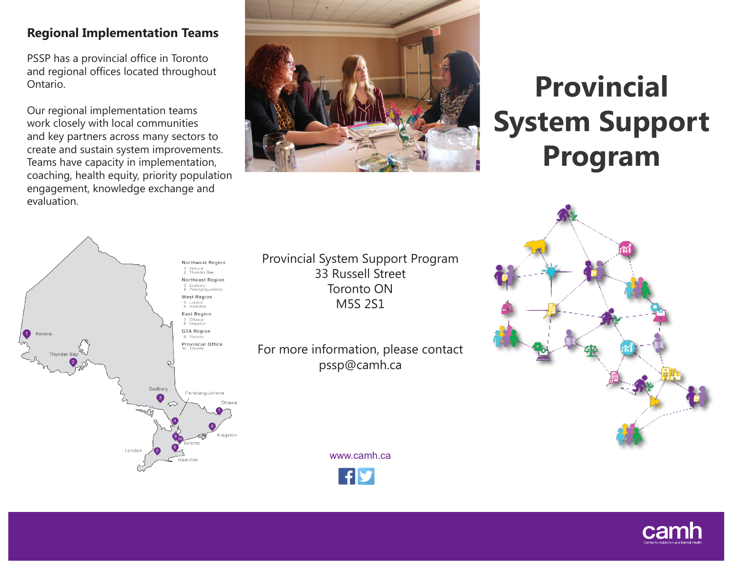## Regional Implementation Teams

PSSP has a provincial office in Toronto and regional offices located throughout Ontario.

Our regional implementation teams work closely with local communities and key partners across many sectors to create and sustain system improvements. Teams have capacity in implementation, coaching, health equity, priority population engagement, knowledge exchange and evaluation.

**Northwest Region**
1 Kenora
2 Thunder Bay

**Northeast Region**
3 Sudbury
4 Penetanguishene

**West Region**
5 London
6 Hamilton

**East Region**
7 Ottawa
8 Kingston

**GTA Region**
9 Toronto

**Provincial Office**
10 Toronto

# Provincial System Support Program

Provincial System Support Program
33 Russell Street
Toronto ON
M5S 2S1

For more information, please contact
pssp@camh.ca

www.camh.ca

camh
Centre for Addiction and Mental Health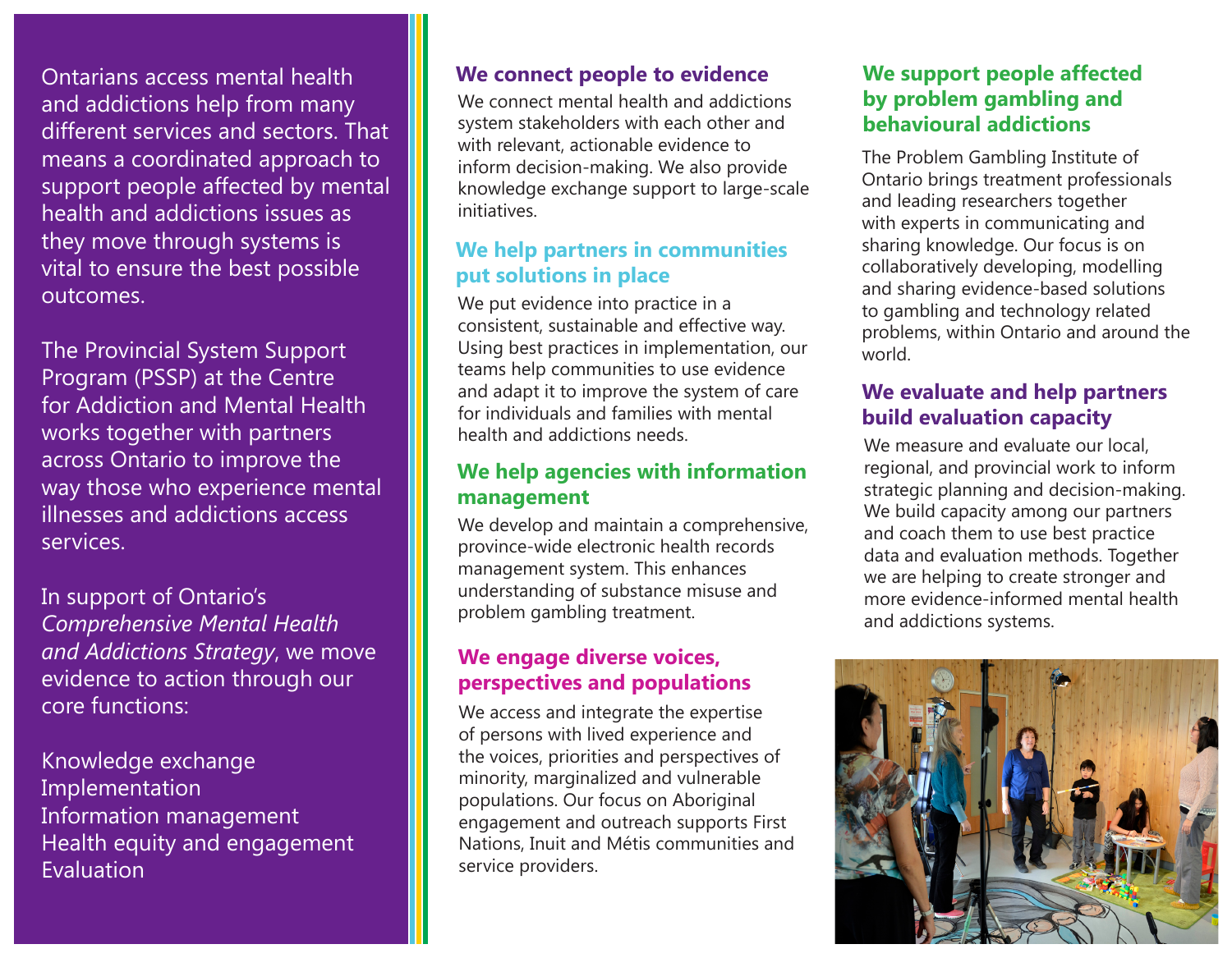Ontarians access mental health and addictions help from many different services and sectors. That means a coordinated approach to support people affected by mental health and addictions issues as they move through systems is vital to ensure the best possible outcomes.

The Provincial System Support Program (PSSP) at the Centre for Addiction and Mental Health works together with partners across Ontario to improve the way those who experience mental illnesses and addictions access services.

In support of Ontario's *Comprehensive Mental Health and Addictions Strategy*, we move evidence to action through our core functions:

Knowledge exchange
Implementation
Information management
Health equity and engagement
Evaluation

## We connect people to evidence

We connect mental health and addictions system stakeholders with each other and with relevant, actionable evidence to inform decision-making. We also provide knowledge exchange support to large-scale initiatives.

## We help partners in communities put solutions in place

We put evidence into practice in a consistent, sustainable and effective way. Using best practices in implementation, our teams help communities to use evidence and adapt it to improve the system of care for individuals and families with mental health and addictions needs.

## We help agencies with information management

We develop and maintain a comprehensive, province-wide electronic health records management system. This enhances understanding of substance misuse and problem gambling treatment.

## We engage diverse voices, perspectives and populations

We access and integrate the expertise of persons with lived experience and the voices, priorities and perspectives of minority, marginalized and vulnerable populations. Our focus on Aboriginal engagement and outreach supports First Nations, Inuit and Métis communities and service providers.

## We support people affected by problem gambling and behavioural addictions

The Problem Gambling Institute of Ontario brings treatment professionals and leading researchers together with experts in communicating and sharing knowledge. Our focus is on collaboratively developing, modelling and sharing evidence-based solutions to gambling and technology related problems, within Ontario and around the world.

## We evaluate and help partners build evaluation capacity

We measure and evaluate our local, regional, and provincial work to inform strategic planning and decision-making. We build capacity among our partners and coach them to use best practice data and evaluation methods. Together we are helping to create stronger and more evidence-informed mental health and addictions systems.